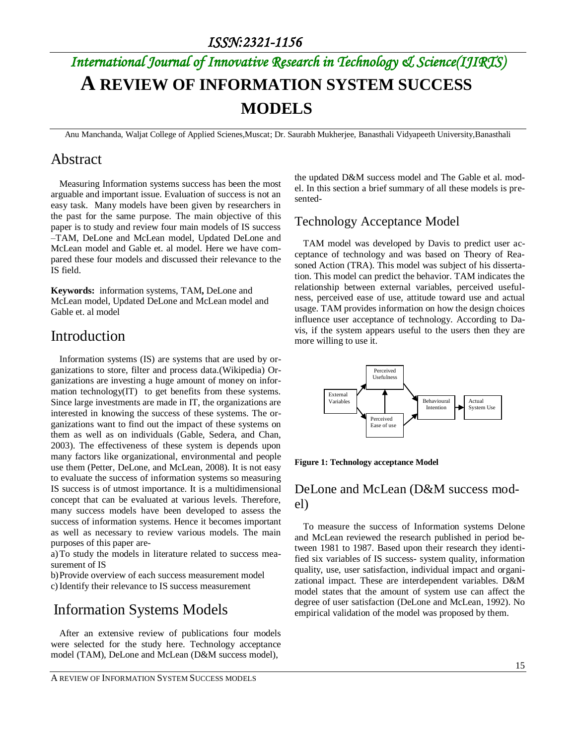ISSN:2321-1156

*International Journal of Innovative Research in Technology & Science(IJIRTS)*

# A REVIEW OF INFORMATION SYSTEM SUCCESS MODELS

Anu Manchanda, Waljat College of Applied Scienes,Muscat; Dr. Saurabh Mukherjee, Banasthali Vidyapeeth University,Banasthali

## Abstract

Measuring Information systems success has been the most arguable and important issue. Evaluation of success is not an easy task. Many models have been given by researchers in the past for the same purpose. The main objective of this paper is to study and review four main models of IS success –TAM, DeLone and McLean model, Updated DeLone and McLean model and Gable et. al model. Here we have compared these four models and discussed their relevance to the IS field.

**Keywords:** information systems, TAM**,** DeLone and McLean model, Updated DeLone and McLean model and Gable et. al model

## Introduction

Information systems (IS) are systems that are used by organizations to store, filter and process data.(Wikipedia) Organizations are investing a huge amount of money on information technology(IT) to get benefits from these systems. Since large investments are made in IT, the organizations are interested in knowing the success of these systems. The organizations want to find out the impact of these systems on them as well as on individuals (Gable, Sedera, and Chan, 2003). The effectiveness of these system is depends upon many factors like organizational, environmental and people use them (Petter, DeLone, and McLean, 2008). It is not easy to evaluate the success of information systems so measuring IS success is of utmost importance. It is a multidimensional concept that can be evaluated at various levels. Therefore, many success models have been developed to assess the success of information systems. Hence it becomes important as well as necessary to review various models. The main purposes of this paper are-

a) To study the models in literature related to success measurement of IS

b) Provide overview of each success measurement model

c) Identify their relevance to IS success measurement

## Information Systems Models

After an extensive review of publications four models were selected for the study here. Technology acceptance model (TAM), DeLone and McLean (D&M success model), the updated D&M success model and The Gable et al. model. In this section a brief summary of all these models is presented-

## Technology Acceptance Model

TAM model was developed by Davis to predict user acceptance of technology and was based on Theory of Reasoned Action (TRA). This model was subject of his dissertation. This model can predict the behavior. TAM indicates the relationship between external variables, perceived usefulness, perceived ease of use, attitude toward use and actual usage. TAM provides information on how the design choices influence user acceptance of technology. According to Davis, if the system appears useful to the users then they are more willing to use it.

**Figure 1: Technology acceptance Model**

## DeLone and McLean (D&M success model)

To measure the success of Information systems Delone and McLean reviewed the research published in period between 1981 to 1987. Based upon their research they identified six variables of IS success- system quality, information quality, use, user satisfaction, individual impact and organizational impact. These are interdependent variables. D&M model states that the amount of system use can affect the degree of user satisfaction (DeLone and McLean, 1992). No empirical validation of the model was proposed by them.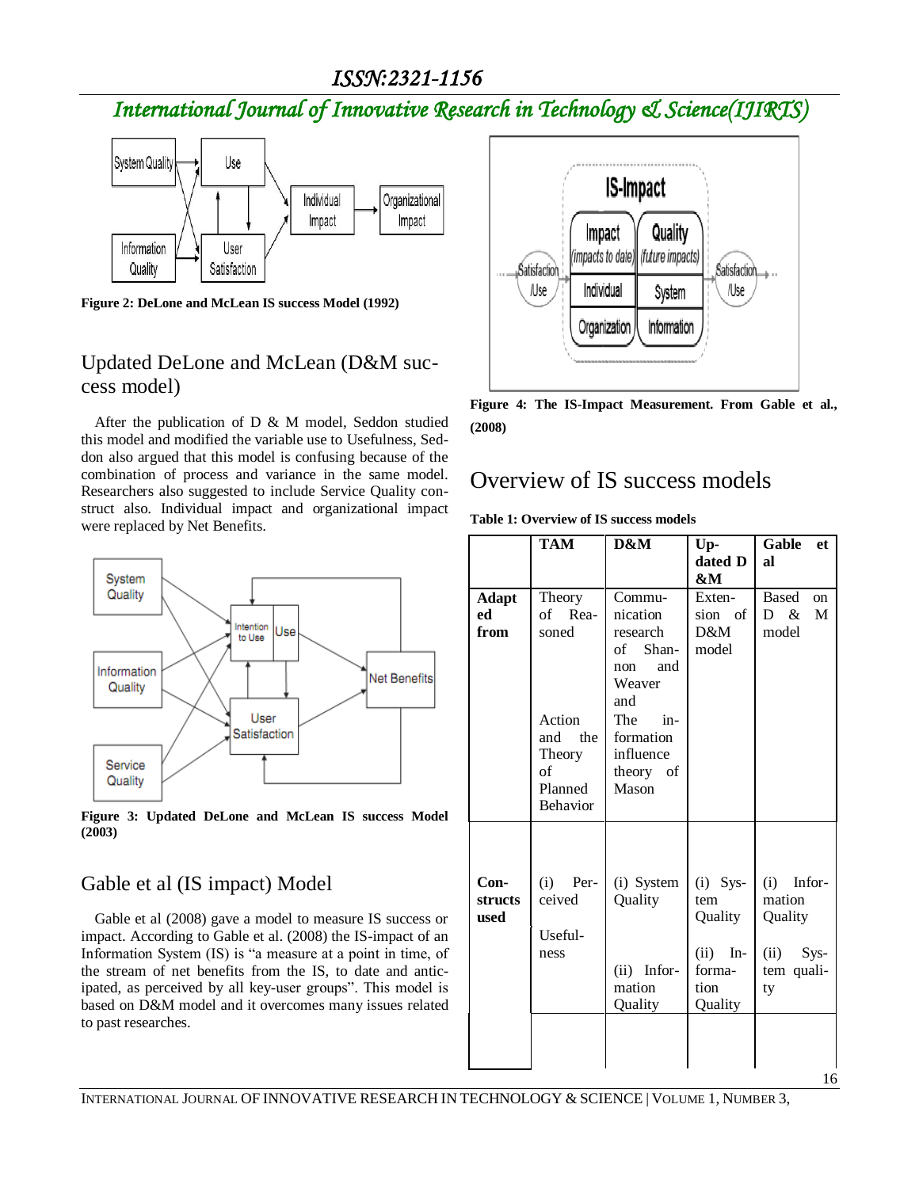Figure 2: DeLone and McLean IS success Model (1992)

## Updated DeLone and McLean (D&M success model)

After the publication of D & M model, Seddon studied this model and modified the variable use to Usefulness, Seddon also argued that this model is confusing because of the combination of process and variance in the same model. Researchers also suggested to include Service Quality construct also. Individual impact and organizational impact were replaced by Net Benefits.

**Figure 3: Updated DeLone and McLean IS success Model (2003)**

## Gable et al (IS impact) Model

Gable et al (2008) gave a model to measure IS success or impact. According to Gable et al. (2008) the IS-impact of an Information System (IS) is "a measure at a point in time, of the stream of net benefits from the IS, to date and anticipated, as perceived by all key-user groups". This model is based on D&M model and it overcomes many issues related to past researches.

**Figure 4: The IS-Impact Measurement. From Gable et al., (2008)**

## Overview of IS success models

**Table 1: Overview of IS success models**

| | TAM | D&M | Updated D &M | Gable et al |
|---|---|---|---|---|
| **Adapted from** | Theory of Reasoned<br><br>Action and the Theory of Planned Behavior | Communication research of Shannon and Weaver and<br><br>The information influence theory of Mason | Extension of D&M model | Based on D & M model |
| **Constructs used** | (i) Perceived Usefulness | (i) System Quality<br><br>(ii) Information Quality | (i) System Quality<br><br>(ii) Information Quality | (i) Information Quality<br><br>(ii) System quality |
| | | | | |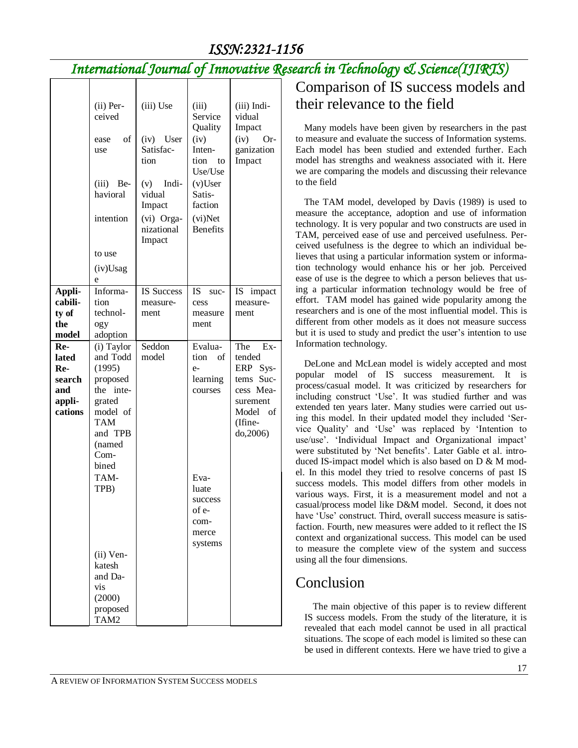| | (ii) Perceived ease of use<br>(iii) Behavioral intention to use<br>(iv)Usage | (iii) Use<br>(iv) User Satisfaction<br>(v) Individual Impact<br>(vi) Organizational Impact | (iii) Service Quality<br>(iv) Intention to Use/Use<br>(v)User Satisfaction<br>(vi)Net Benefits | (iii) Individual Impact<br>(iv) Organization Impact |
|---|---|---|---|---|
| **Applicability of the model** | Information technology adoption | IS Success measurement | IS success measure ment | IS impact measurement |
| **Related Research and applications** | (i) Taylor and Todd (1995) proposed the integrated model of TAM and TPB (named Combined TAM-TPB)<br>(ii) Venkatesh and Davis (2000) proposed TAM2 | Seddon model | Evaluation of e-learning courses<br>Evaluate success of e-commerce systems | The Extended ERP Systems Success Measurement Model of (Ifinedo,2006) |

# Comparison of IS success models and their relevance to the field

Many models have been given by researchers in the past to measure and evaluate the success of Information systems. Each model has been studied and extended further. Each model has strengths and weakness associated with it. Here we are comparing the models and discussing their relevance to the field

The TAM model, developed by Davis (1989) is used to measure the acceptance, adoption and use of information technology. It is very popular and two constructs are used in TAM, perceived ease of use and perceived usefulness. Perceived usefulness is the degree to which an individual believes that using a particular information system or information technology would enhance his or her job. Perceived ease of use is the degree to which a person believes that using a particular information technology would be free of effort. TAM model has gained wide popularity among the researchers and is one of the most influential model. This is different from other models as it does not measure success but it is used to study and predict the user's intention to use Information technology.

DeLone and McLean model is widely accepted and most popular model of IS success measurement. It is process/casual model. It was criticized by researchers for including construct 'Use'. It was studied further and was extended ten years later. Many studies were carried out using this model. In their updated model they included 'Service Quality' and 'Use' was replaced by 'Intention to use/use'. 'Individual Impact and Organizational impact' were substituted by 'Net benefits'. Later Gable et al. introduced IS-impact model which is also based on D & M model. In this model they tried to resolve concerns of past IS success models. This model differs from other models in various ways. First, it is a measurement model and not a casual/process model like D&M model. Second, it does not have 'Use' construct. Third, overall success measure is satisfaction. Fourth, new measures were added to it reflect the IS context and organizational success. This model can be used to measure the complete view of the system and success using all the four dimensions.

# Conclusion

The main objective of this paper is to review different IS success models. From the study of the literature, it is revealed that each model cannot be used in all practical situations. The scope of each model is limited so these can be used in different contexts. Here we have tried to give a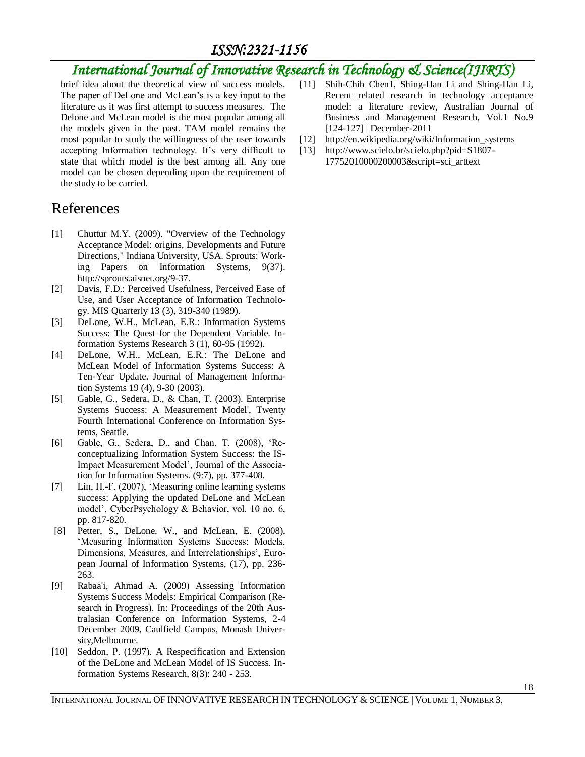brief idea about the theoretical view of success models. The paper of DeLone and McLean's is a key input to the literature as it was first attempt to success measures. The Delone and McLean model is the most popular among all the models given in the past. TAM model remains the most popular to study the willingness of the user towards accepting Information technology. It's very difficult to state that which model is the best among all. Any one model can be chosen depending upon the requirement of the study to be carried.

# References

[1] Chuttur M.Y. (2009). "Overview of the Technology Acceptance Model: origins, Developments and Future Directions," Indiana University, USA. Sprouts: Working Papers on Information Systems, 9(37). http://sprouts.aisnet.org/9-37.

[2] Davis, F.D.: Perceived Usefulness, Perceived Ease of Use, and User Acceptance of Information Technology. MIS Quarterly 13 (3), 319-340 (1989).

[3] DeLone, W.H., McLean, E.R.: Information Systems Success: The Quest for the Dependent Variable. Information Systems Research 3 (1), 60-95 (1992).

[4] DeLone, W.H., McLean, E.R.: The DeLone and McLean Model of Information Systems Success: A Ten-Year Update. Journal of Management Information Systems 19 (4), 9-30 (2003).

[5] Gable, G., Sedera, D., & Chan, T. (2003). Enterprise Systems Success: A Measurement Model', Twenty Fourth International Conference on Information Systems, Seattle.

[6] Gable, G., Sedera, D., and Chan, T. (2008), 'Reconceptualizing Information System Success: the IS-Impact Measurement Model', Journal of the Association for Information Systems. (9:7), pp. 377-408.

[7] Lin, H.-F. (2007), 'Measuring online learning systems success: Applying the updated DeLone and McLean model', CyberPsychology & Behavior, vol. 10 no. 6, pp. 817-820.

[8] Petter, S., DeLone, W., and McLean, E. (2008), 'Measuring Information Systems Success: Models, Dimensions, Measures, and Interrelationships', European Journal of Information Systems, (17), pp. 236-263.

[9] Rabaa'i, Ahmad A. (2009) Assessing Information Systems Success Models: Empirical Comparison (Research in Progress). In: Proceedings of the 20th Australasian Conference on Information Systems, 2-4 December 2009, Caulfield Campus, Monash University,Melbourne.

[10] Seddon, P. (1997). A Respecification and Extension of the DeLone and McLean Model of IS Success. Information Systems Research, 8(3): 240 - 253.

[11] Shih-Chih Chen1, Shing-Han Li and Shing-Han Li, Recent related research in technology acceptance model: a literature review, Australian Journal of Business and Management Research, Vol.1 No.9 [124-127] | December-2011

[12] http://en.wikipedia.org/wiki/Information_systems

[13] http://www.scielo.br/scielo.php?pid=S1807-17752010000200003&script=sci_arttext